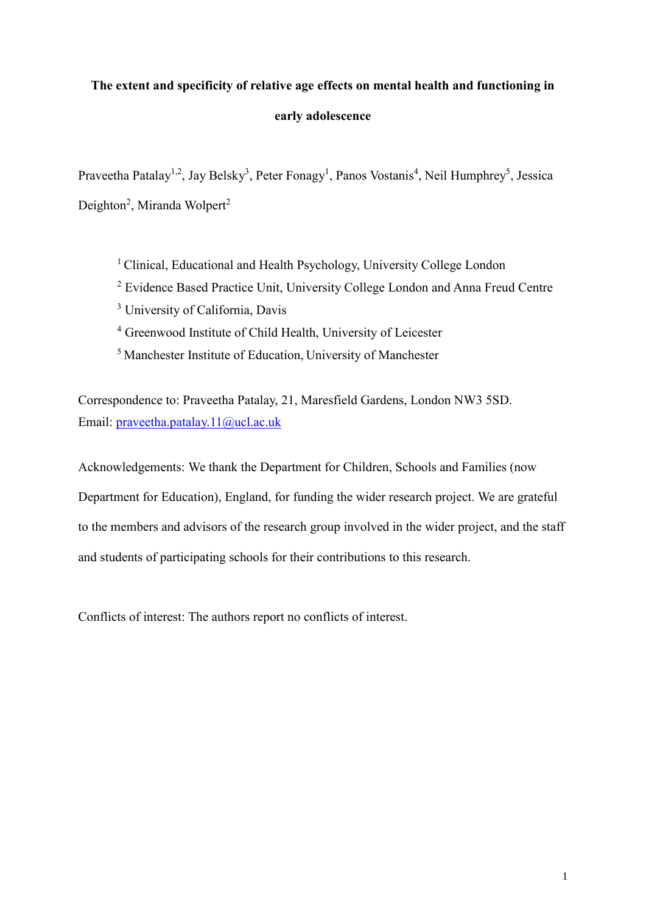# The extent and specificity of relative age effects on mental health and functioning in early adolescence

Praveetha Patalay[1,2], Jay Belsky[3], Peter Fonagy[1], Panos Vostanis[4], Neil Humphrey[5], Jessica Deighton[2], Miranda Wolpert[2]

[1] Clinical, Educational and Health Psychology, University College London

[2] Evidence Based Practice Unit, University College London and Anna Freud Centre

[3] University of California, Davis

[4] Greenwood Institute of Child Health, University of Leicester

[5] Manchester Institute of Education, University of Manchester

Correspondence to: Praveetha Patalay, 21, Maresfield Gardens, London NW3 5SD.
Email: praveetha.patalay.11@ucl.ac.uk

Acknowledgements: We thank the Department for Children, Schools and Families (now Department for Education), England, for funding the wider research project. We are grateful to the members and advisors of the research group involved in the wider project, and the staff and students of participating schools for their contributions to this research.

Conflicts of interest: The authors report no conflicts of interest.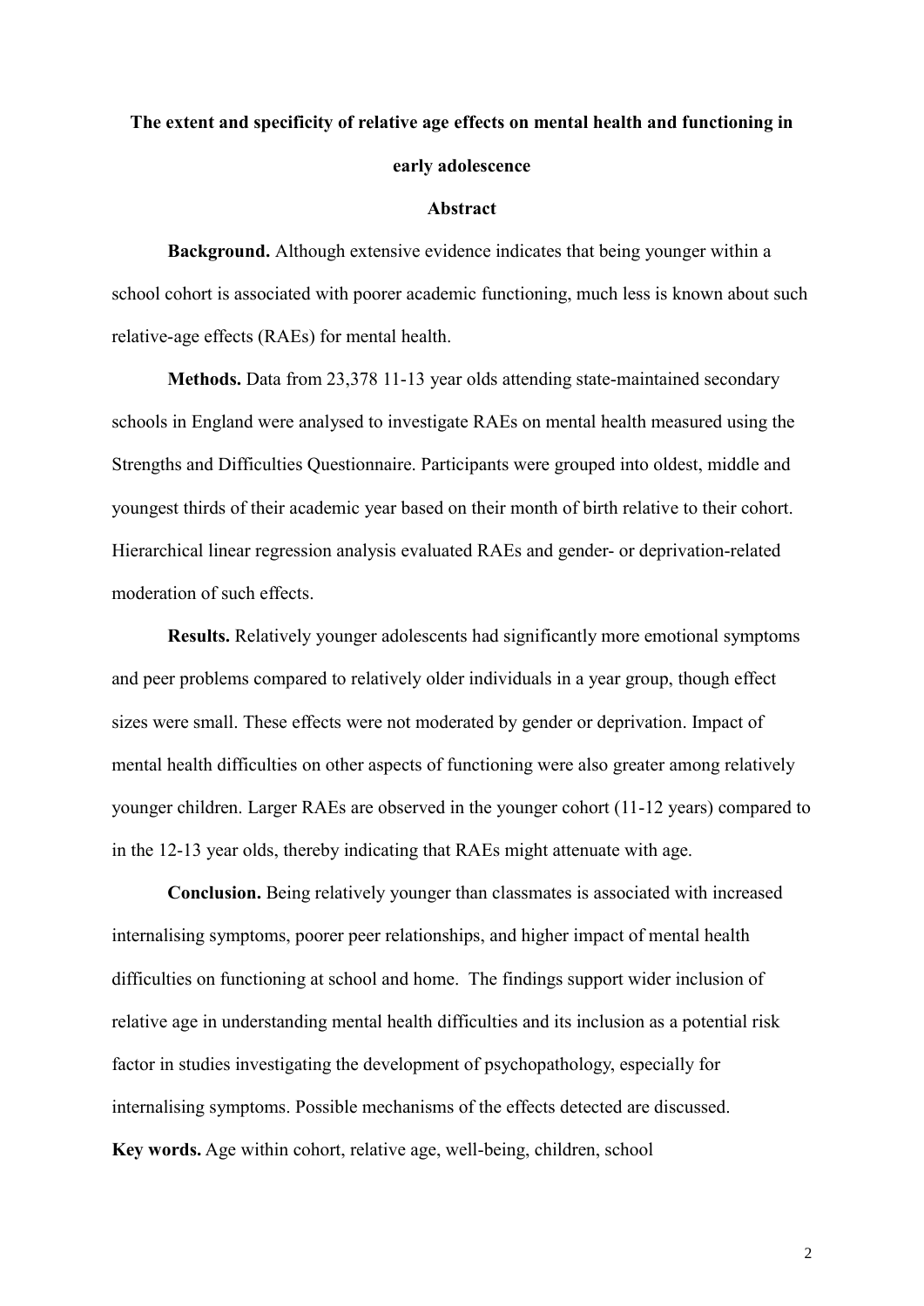# The extent and specificity of relative age effects on mental health and functioning in early adolescence

## Abstract

**Background.** Although extensive evidence indicates that being younger within a school cohort is associated with poorer academic functioning, much less is known about such relative-age effects (RAEs) for mental health.

**Methods.** Data from 23,378 11-13 year olds attending state-maintained secondary schools in England were analysed to investigate RAEs on mental health measured using the Strengths and Difficulties Questionnaire. Participants were grouped into oldest, middle and youngest thirds of their academic year based on their month of birth relative to their cohort. Hierarchical linear regression analysis evaluated RAEs and gender- or deprivation-related moderation of such effects.

**Results.** Relatively younger adolescents had significantly more emotional symptoms and peer problems compared to relatively older individuals in a year group, though effect sizes were small. These effects were not moderated by gender or deprivation. Impact of mental health difficulties on other aspects of functioning were also greater among relatively younger children. Larger RAEs are observed in the younger cohort (11-12 years) compared to in the 12-13 year olds, thereby indicating that RAEs might attenuate with age.

**Conclusion.** Being relatively younger than classmates is associated with increased internalising symptoms, poorer peer relationships, and higher impact of mental health difficulties on functioning at school and home. The findings support wider inclusion of relative age in understanding mental health difficulties and its inclusion as a potential risk factor in studies investigating the development of psychopathology, especially for internalising symptoms. Possible mechanisms of the effects detected are discussed.

**Key words.** Age within cohort, relative age, well-being, children, school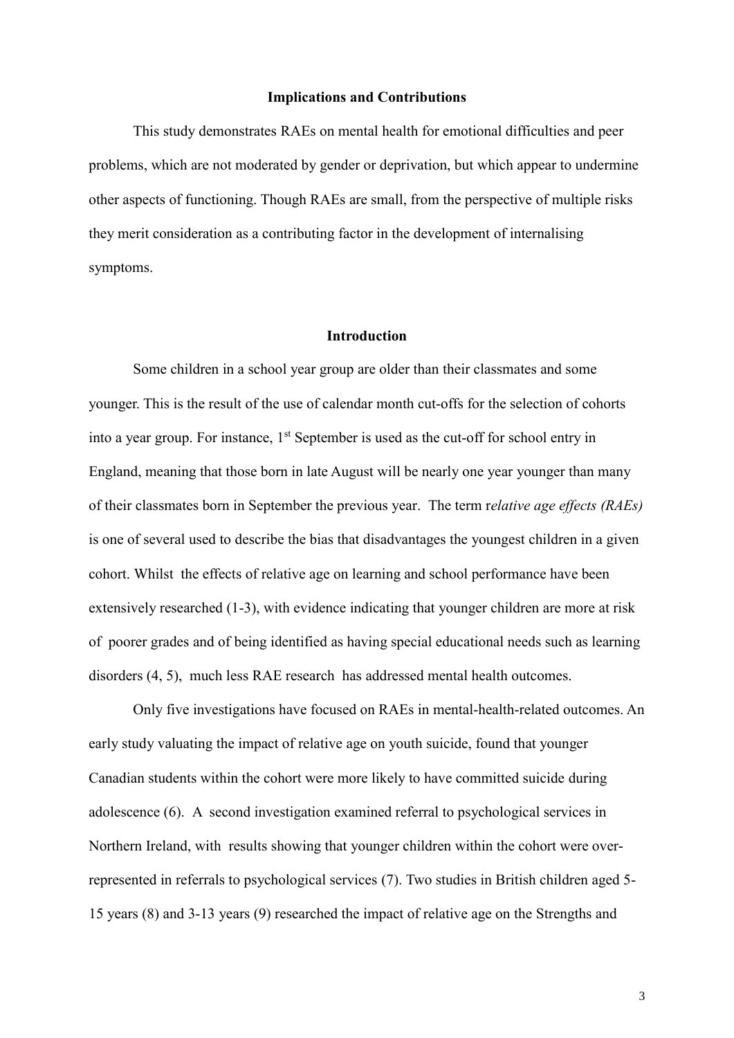## Implications and Contributions

This study demonstrates RAEs on mental health for emotional difficulties and peer problems, which are not moderated by gender or deprivation, but which appear to undermine other aspects of functioning. Though RAEs are small, from the perspective of multiple risks they merit consideration as a contributing factor in the development of internalising symptoms.

## Introduction

Some children in a school year group are older than their classmates and some younger. This is the result of the use of calendar month cut-offs for the selection of cohorts into a year group. For instance, 1st September is used as the cut-off for school entry in England, meaning that those born in late August will be nearly one year younger than many of their classmates born in September the previous year. The term r*elative age effects (RAEs)* is one of several used to describe the bias that disadvantages the youngest children in a given cohort. Whilst the effects of relative age on learning and school performance have been extensively researched (1-3), with evidence indicating that younger children are more at risk of poorer grades and of being identified as having special educational needs such as learning disorders (4, 5), much less RAE research has addressed mental health outcomes.

Only five investigations have focused on RAEs in mental-health-related outcomes. An early study valuating the impact of relative age on youth suicide, found that younger Canadian students within the cohort were more likely to have committed suicide during adolescence (6). A second investigation examined referral to psychological services in Northern Ireland, with results showing that younger children within the cohort were over-represented in referrals to psychological services (7). Two studies in British children aged 5-15 years (8) and 3-13 years (9) researched the impact of relative age on the Strengths and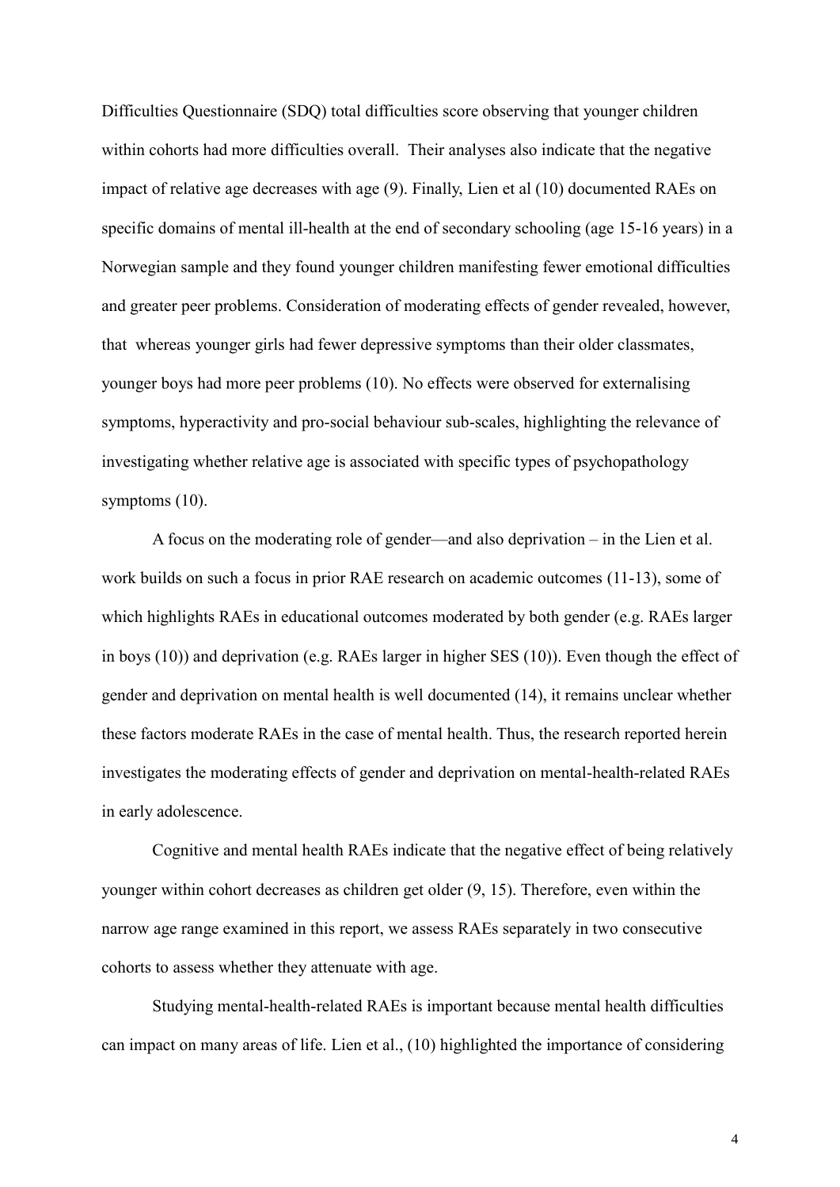Difficulties Questionnaire (SDQ) total difficulties score observing that younger children within cohorts had more difficulties overall. Their analyses also indicate that the negative impact of relative age decreases with age (9). Finally, Lien et al (10) documented RAEs on specific domains of mental ill-health at the end of secondary schooling (age 15-16 years) in a Norwegian sample and they found younger children manifesting fewer emotional difficulties and greater peer problems. Consideration of moderating effects of gender revealed, however, that whereas younger girls had fewer depressive symptoms than their older classmates, younger boys had more peer problems (10). No effects were observed for externalising symptoms, hyperactivity and pro-social behaviour sub-scales, highlighting the relevance of investigating whether relative age is associated with specific types of psychopathology symptoms (10).

A focus on the moderating role of gender—and also deprivation – in the Lien et al. work builds on such a focus in prior RAE research on academic outcomes (11-13), some of which highlights RAEs in educational outcomes moderated by both gender (e.g. RAEs larger in boys (10)) and deprivation (e.g. RAEs larger in higher SES (10)). Even though the effect of gender and deprivation on mental health is well documented (14), it remains unclear whether these factors moderate RAEs in the case of mental health. Thus, the research reported herein investigates the moderating effects of gender and deprivation on mental-health-related RAEs in early adolescence.

Cognitive and mental health RAEs indicate that the negative effect of being relatively younger within cohort decreases as children get older (9, 15). Therefore, even within the narrow age range examined in this report, we assess RAEs separately in two consecutive cohorts to assess whether they attenuate with age.

Studying mental-health-related RAEs is important because mental health difficulties can impact on many areas of life. Lien et al., (10) highlighted the importance of considering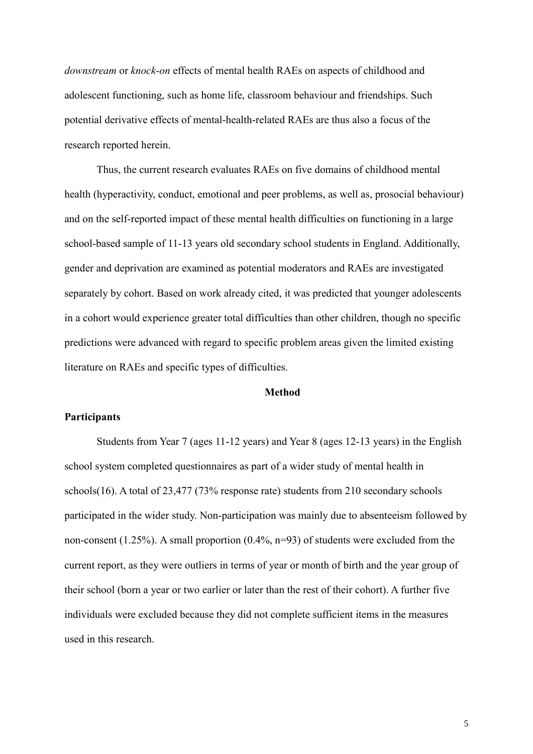*downstream* or *knock-on* effects of mental health RAEs on aspects of childhood and adolescent functioning, such as home life, classroom behaviour and friendships. Such potential derivative effects of mental-health-related RAEs are thus also a focus of the research reported herein.

Thus, the current research evaluates RAEs on five domains of childhood mental health (hyperactivity, conduct, emotional and peer problems, as well as, prosocial behaviour) and on the self-reported impact of these mental health difficulties on functioning in a large school-based sample of 11-13 years old secondary school students in England. Additionally, gender and deprivation are examined as potential moderators and RAEs are investigated separately by cohort. Based on work already cited, it was predicted that younger adolescents in a cohort would experience greater total difficulties than other children, though no specific predictions were advanced with regard to specific problem areas given the limited existing literature on RAEs and specific types of difficulties.

## Method

### Participants

Students from Year 7 (ages 11-12 years) and Year 8 (ages 12-13 years) in the English school system completed questionnaires as part of a wider study of mental health in schools(16). A total of 23,477 (73% response rate) students from 210 secondary schools participated in the wider study. Non-participation was mainly due to absenteeism followed by non-consent (1.25%). A small proportion (0.4%, n=93) of students were excluded from the current report, as they were outliers in terms of year or month of birth and the year group of their school (born a year or two earlier or later than the rest of their cohort). A further five individuals were excluded because they did not complete sufficient items in the measures used in this research.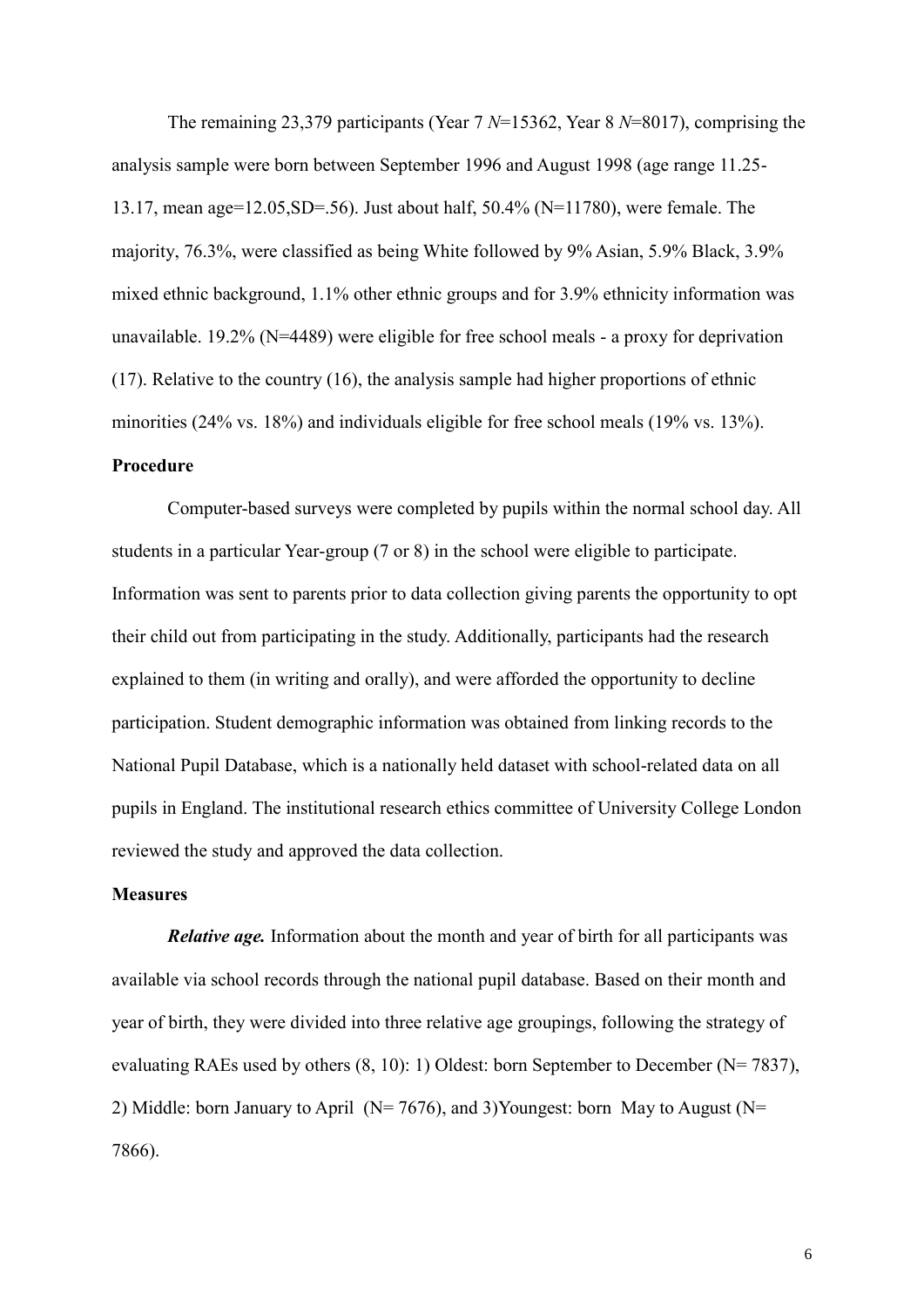The remaining 23,379 participants (Year 7 *N*=15362, Year 8 *N*=8017), comprising the analysis sample were born between September 1996 and August 1998 (age range 11.25-13.17, mean age=12.05,SD=.56). Just about half, 50.4% (N=11780), were female. The majority, 76.3%, were classified as being White followed by 9% Asian, 5.9% Black, 3.9% mixed ethnic background, 1.1% other ethnic groups and for 3.9% ethnicity information was unavailable. 19.2% (N=4489) were eligible for free school meals - a proxy for deprivation (17). Relative to the country (16), the analysis sample had higher proportions of ethnic minorities (24% vs. 18%) and individuals eligible for free school meals (19% vs. 13%).

**Procedure**

Computer-based surveys were completed by pupils within the normal school day. All students in a particular Year-group (7 or 8) in the school were eligible to participate. Information was sent to parents prior to data collection giving parents the opportunity to opt their child out from participating in the study. Additionally, participants had the research explained to them (in writing and orally), and were afforded the opportunity to decline participation. Student demographic information was obtained from linking records to the National Pupil Database, which is a nationally held dataset with school-related data on all pupils in England. The institutional research ethics committee of University College London reviewed the study and approved the data collection.

**Measures**

***Relative age.*** Information about the month and year of birth for all participants was available via school records through the national pupil database. Based on their month and year of birth, they were divided into three relative age groupings, following the strategy of evaluating RAEs used by others (8, 10): 1) Oldest: born September to December (N= 7837), 2) Middle: born January to April (N= 7676), and 3)Youngest: born May to August (N= 7866).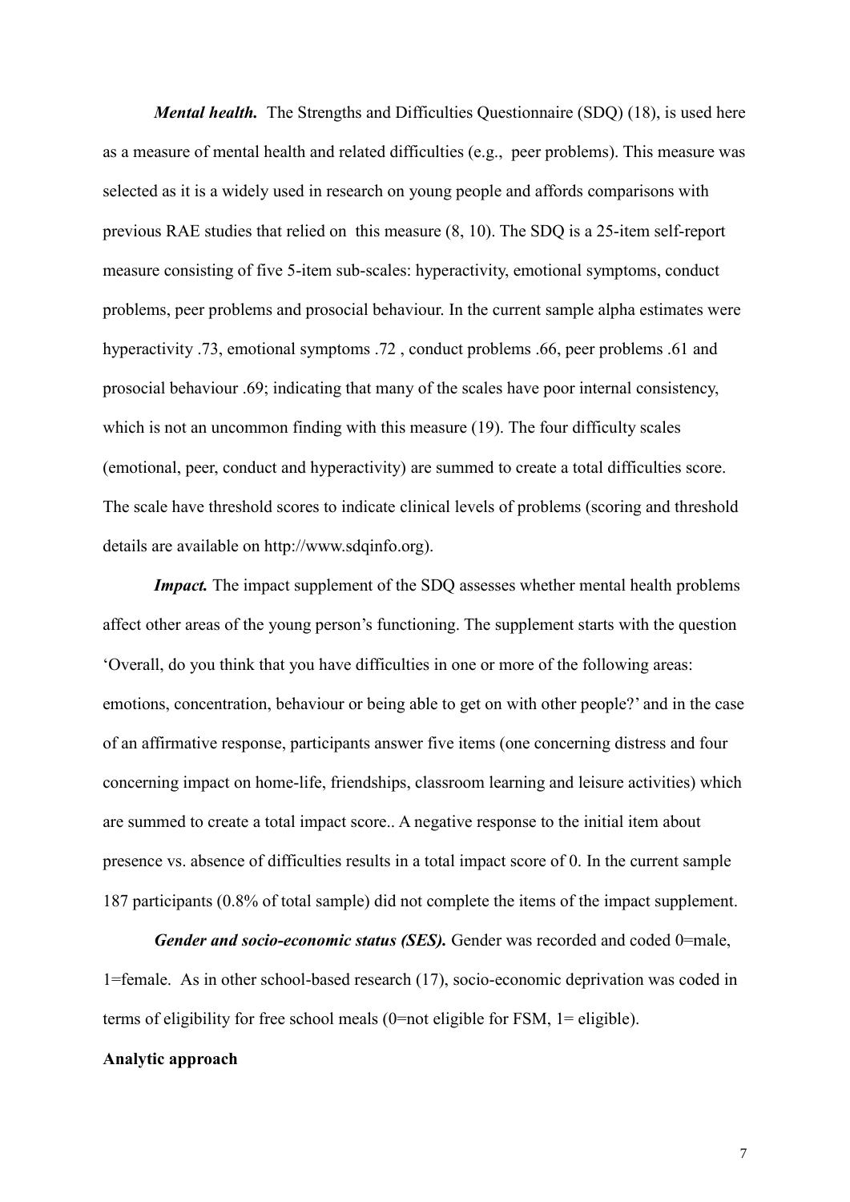***Mental health.*** The Strengths and Difficulties Questionnaire (SDQ) (18), is used here as a measure of mental health and related difficulties (e.g., peer problems). This measure was selected as it is a widely used in research on young people and affords comparisons with previous RAE studies that relied on this measure (8, 10). The SDQ is a 25-item self-report measure consisting of five 5-item sub-scales: hyperactivity, emotional symptoms, conduct problems, peer problems and prosocial behaviour. In the current sample alpha estimates were hyperactivity .73, emotional symptoms .72 , conduct problems .66, peer problems .61 and prosocial behaviour .69; indicating that many of the scales have poor internal consistency, which is not an uncommon finding with this measure (19). The four difficulty scales (emotional, peer, conduct and hyperactivity) are summed to create a total difficulties score. The scale have threshold scores to indicate clinical levels of problems (scoring and threshold details are available on http://www.sdqinfo.org).

***Impact.*** The impact supplement of the SDQ assesses whether mental health problems affect other areas of the young person's functioning. The supplement starts with the question 'Overall, do you think that you have difficulties in one or more of the following areas: emotions, concentration, behaviour or being able to get on with other people?' and in the case of an affirmative response, participants answer five items (one concerning distress and four concerning impact on home-life, friendships, classroom learning and leisure activities) which are summed to create a total impact score.. A negative response to the initial item about presence vs. absence of difficulties results in a total impact score of 0. In the current sample 187 participants (0.8% of total sample) did not complete the items of the impact supplement.

***Gender and socio-economic status (SES).*** Gender was recorded and coded 0=male, 1=female. As in other school-based research (17), socio-economic deprivation was coded in terms of eligibility for free school meals (0=not eligible for FSM, 1= eligible).

**Analytic approach**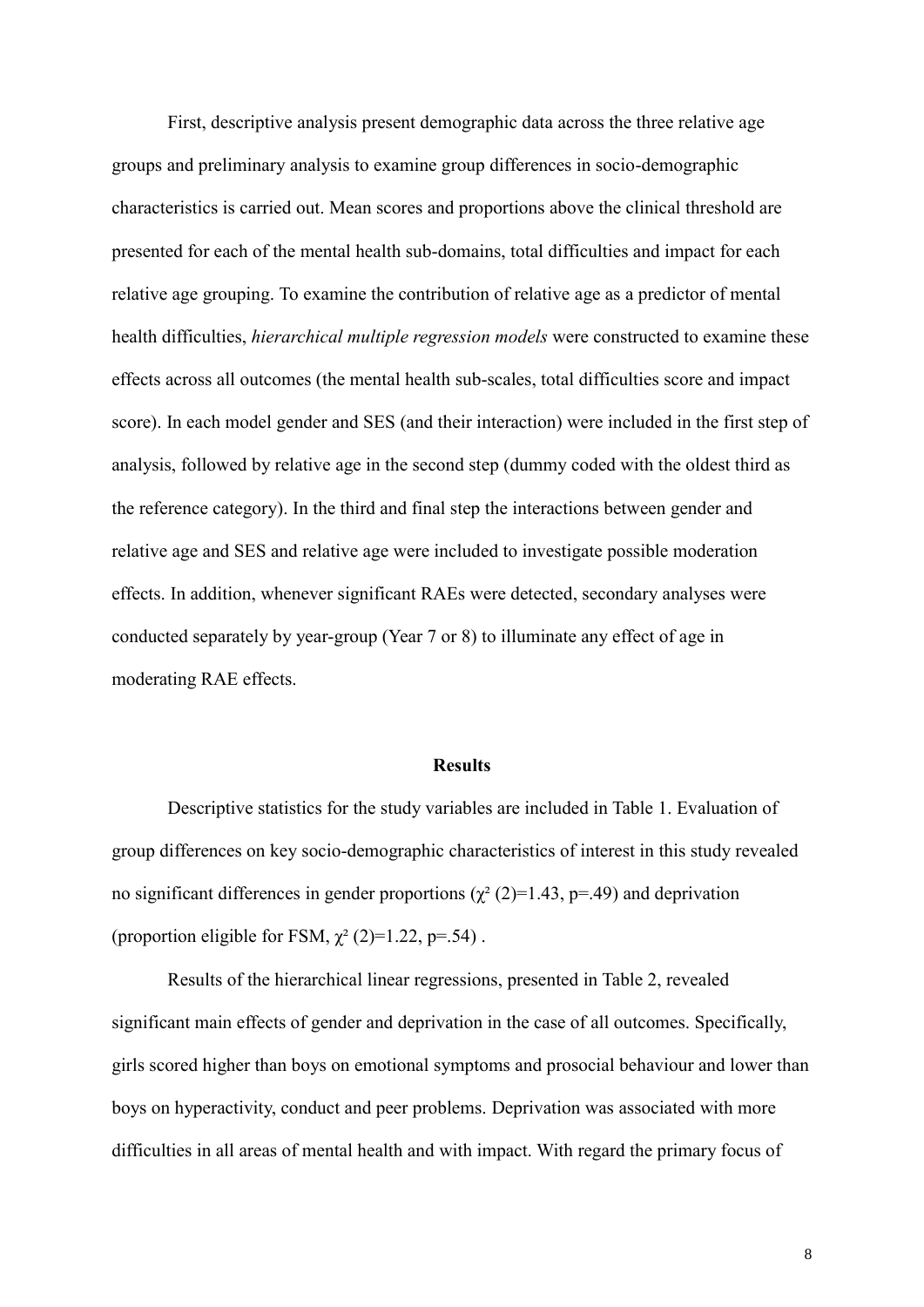First, descriptive analysis present demographic data across the three relative age groups and preliminary analysis to examine group differences in socio-demographic characteristics is carried out. Mean scores and proportions above the clinical threshold are presented for each of the mental health sub-domains, total difficulties and impact for each relative age grouping. To examine the contribution of relative age as a predictor of mental health difficulties, *hierarchical multiple regression models* were constructed to examine these effects across all outcomes (the mental health sub-scales, total difficulties score and impact score). In each model gender and SES (and their interaction) were included in the first step of analysis, followed by relative age in the second step (dummy coded with the oldest third as the reference category). In the third and final step the interactions between gender and relative age and SES and relative age were included to investigate possible moderation effects. In addition, whenever significant RAEs were detected, secondary analyses were conducted separately by year-group (Year 7 or 8) to illuminate any effect of age in moderating RAE effects.

## Results

Descriptive statistics for the study variables are included in Table 1. Evaluation of group differences on key socio-demographic characteristics of interest in this study revealed no significant differences in gender proportions ($\chi^2$ (2)=1.43, p=.49) and deprivation (proportion eligible for FSM, $\chi^2$ (2)=1.22, p=.54) .

Results of the hierarchical linear regressions, presented in Table 2, revealed significant main effects of gender and deprivation in the case of all outcomes. Specifically, girls scored higher than boys on emotional symptoms and prosocial behaviour and lower than boys on hyperactivity, conduct and peer problems. Deprivation was associated with more difficulties in all areas of mental health and with impact. With regard the primary focus of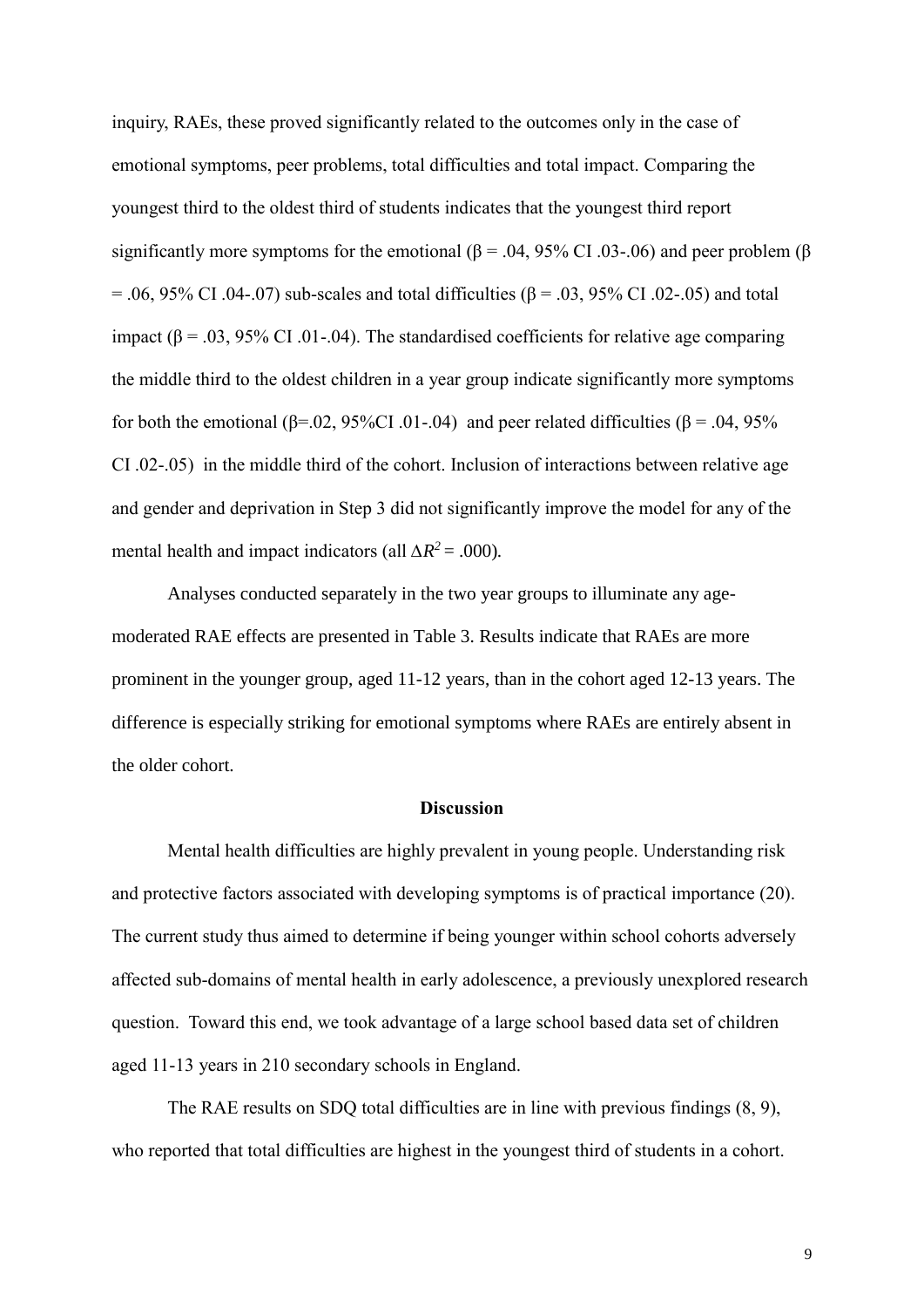inquiry, RAEs, these proved significantly related to the outcomes only in the case of emotional symptoms, peer problems, total difficulties and total impact. Comparing the youngest third to the oldest third of students indicates that the youngest third report significantly more symptoms for the emotional ($\beta$ = .04, 95% CI .03-.06) and peer problem ($\beta$ = .06, 95% CI .04-.07) sub-scales and total difficulties ($\beta$ = .03, 95% CI .02-.05) and total impact ($\beta$ = .03, 95% CI .01-.04). The standardised coefficients for relative age comparing the middle third to the oldest children in a year group indicate significantly more symptoms for both the emotional ($\beta$=.02, 95%CI .01-.04) and peer related difficulties ($\beta$ = .04, 95% CI .02-.05) in the middle third of the cohort. Inclusion of interactions between relative age and gender and deprivation in Step 3 did not significantly improve the model for any of the mental health and impact indicators (all $\Delta R^2$ = .000).

Analyses conducted separately in the two year groups to illuminate any age-moderated RAE effects are presented in Table 3. Results indicate that RAEs are more prominent in the younger group, aged 11-12 years, than in the cohort aged 12-13 years. The difference is especially striking for emotional symptoms where RAEs are entirely absent in the older cohort.

## Discussion

Mental health difficulties are highly prevalent in young people. Understanding risk and protective factors associated with developing symptoms is of practical importance (20). The current study thus aimed to determine if being younger within school cohorts adversely affected sub-domains of mental health in early adolescence, a previously unexplored research question. Toward this end, we took advantage of a large school based data set of children aged 11-13 years in 210 secondary schools in England.

The RAE results on SDQ total difficulties are in line with previous findings (8, 9), who reported that total difficulties are highest in the youngest third of students in a cohort.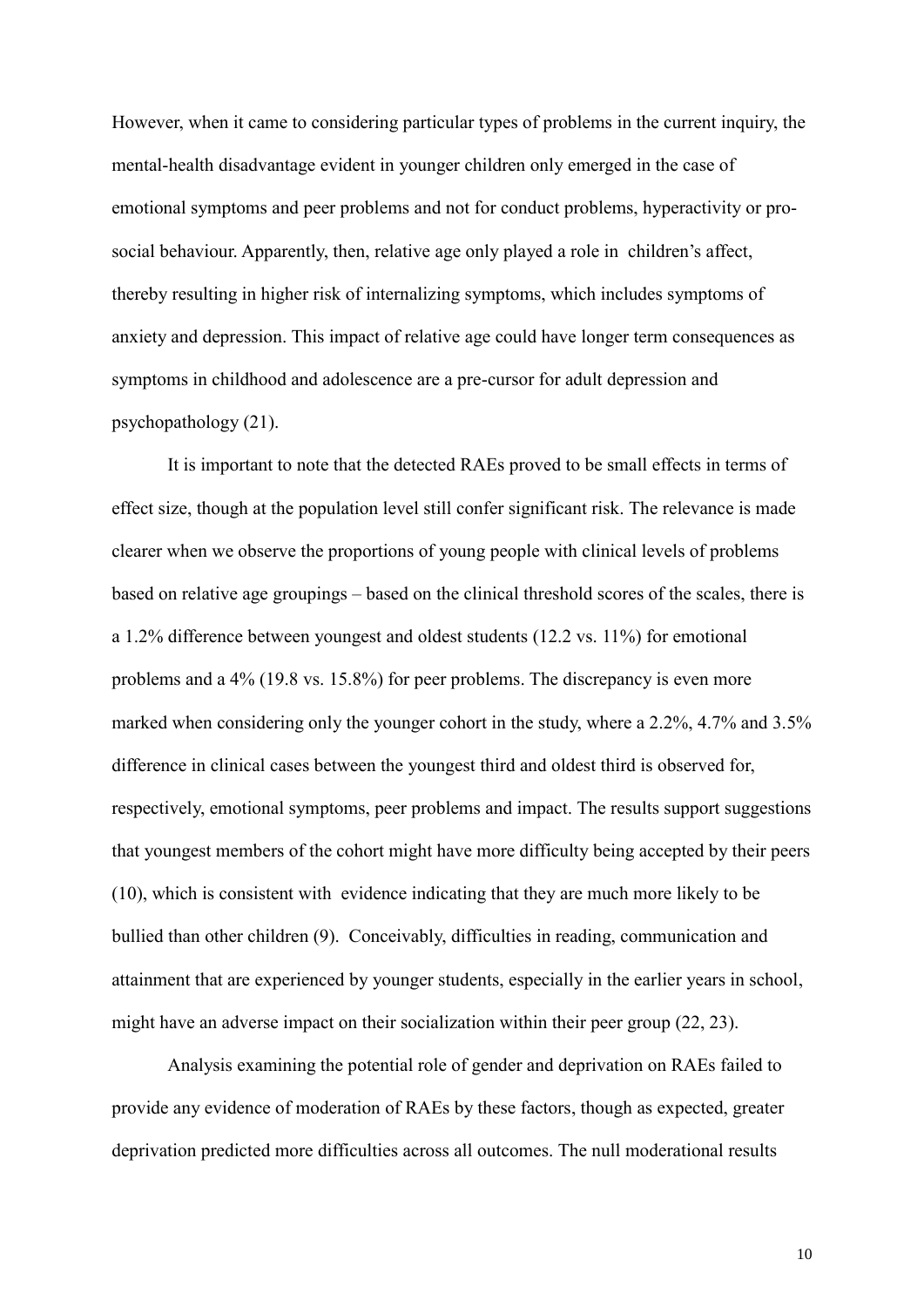However, when it came to considering particular types of problems in the current inquiry, the mental-health disadvantage evident in younger children only emerged in the case of emotional symptoms and peer problems and not for conduct problems, hyperactivity or pro-social behaviour. Apparently, then, relative age only played a role in children's affect, thereby resulting in higher risk of internalizing symptoms, which includes symptoms of anxiety and depression. This impact of relative age could have longer term consequences as symptoms in childhood and adolescence are a pre-cursor for adult depression and psychopathology (21).

It is important to note that the detected RAEs proved to be small effects in terms of effect size, though at the population level still confer significant risk. The relevance is made clearer when we observe the proportions of young people with clinical levels of problems based on relative age groupings – based on the clinical threshold scores of the scales, there is a 1.2% difference between youngest and oldest students (12.2 vs. 11%) for emotional problems and a 4% (19.8 vs. 15.8%) for peer problems. The discrepancy is even more marked when considering only the younger cohort in the study, where a 2.2%, 4.7% and 3.5% difference in clinical cases between the youngest third and oldest third is observed for, respectively, emotional symptoms, peer problems and impact. The results support suggestions that youngest members of the cohort might have more difficulty being accepted by their peers (10), which is consistent with evidence indicating that they are much more likely to be bullied than other children (9). Conceivably, difficulties in reading, communication and attainment that are experienced by younger students, especially in the earlier years in school, might have an adverse impact on their socialization within their peer group (22, 23).

Analysis examining the potential role of gender and deprivation on RAEs failed to provide any evidence of moderation of RAEs by these factors, though as expected, greater deprivation predicted more difficulties across all outcomes. The null moderational results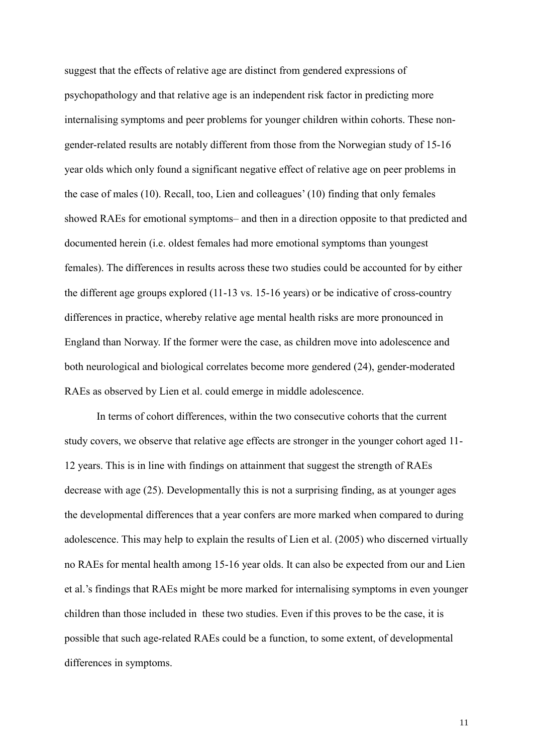suggest that the effects of relative age are distinct from gendered expressions of psychopathology and that relative age is an independent risk factor in predicting more internalising symptoms and peer problems for younger children within cohorts. These non-gender-related results are notably different from those from the Norwegian study of 15-16 year olds which only found a significant negative effect of relative age on peer problems in the case of males (10). Recall, too, Lien and colleagues' (10) finding that only females showed RAEs for emotional symptoms– and then in a direction opposite to that predicted and documented herein (i.e. oldest females had more emotional symptoms than youngest females). The differences in results across these two studies could be accounted for by either the different age groups explored (11-13 vs. 15-16 years) or be indicative of cross-country differences in practice, whereby relative age mental health risks are more pronounced in England than Norway. If the former were the case, as children move into adolescence and both neurological and biological correlates become more gendered (24), gender-moderated RAEs as observed by Lien et al. could emerge in middle adolescence.

In terms of cohort differences, within the two consecutive cohorts that the current study covers, we observe that relative age effects are stronger in the younger cohort aged 11-12 years. This is in line with findings on attainment that suggest the strength of RAEs decrease with age (25). Developmentally this is not a surprising finding, as at younger ages the developmental differences that a year confers are more marked when compared to during adolescence. This may help to explain the results of Lien et al. (2005) who discerned virtually no RAEs for mental health among 15-16 year olds. It can also be expected from our and Lien et al.'s findings that RAEs might be more marked for internalising symptoms in even younger children than those included in these two studies. Even if this proves to be the case, it is possible that such age-related RAEs could be a function, to some extent, of developmental differences in symptoms.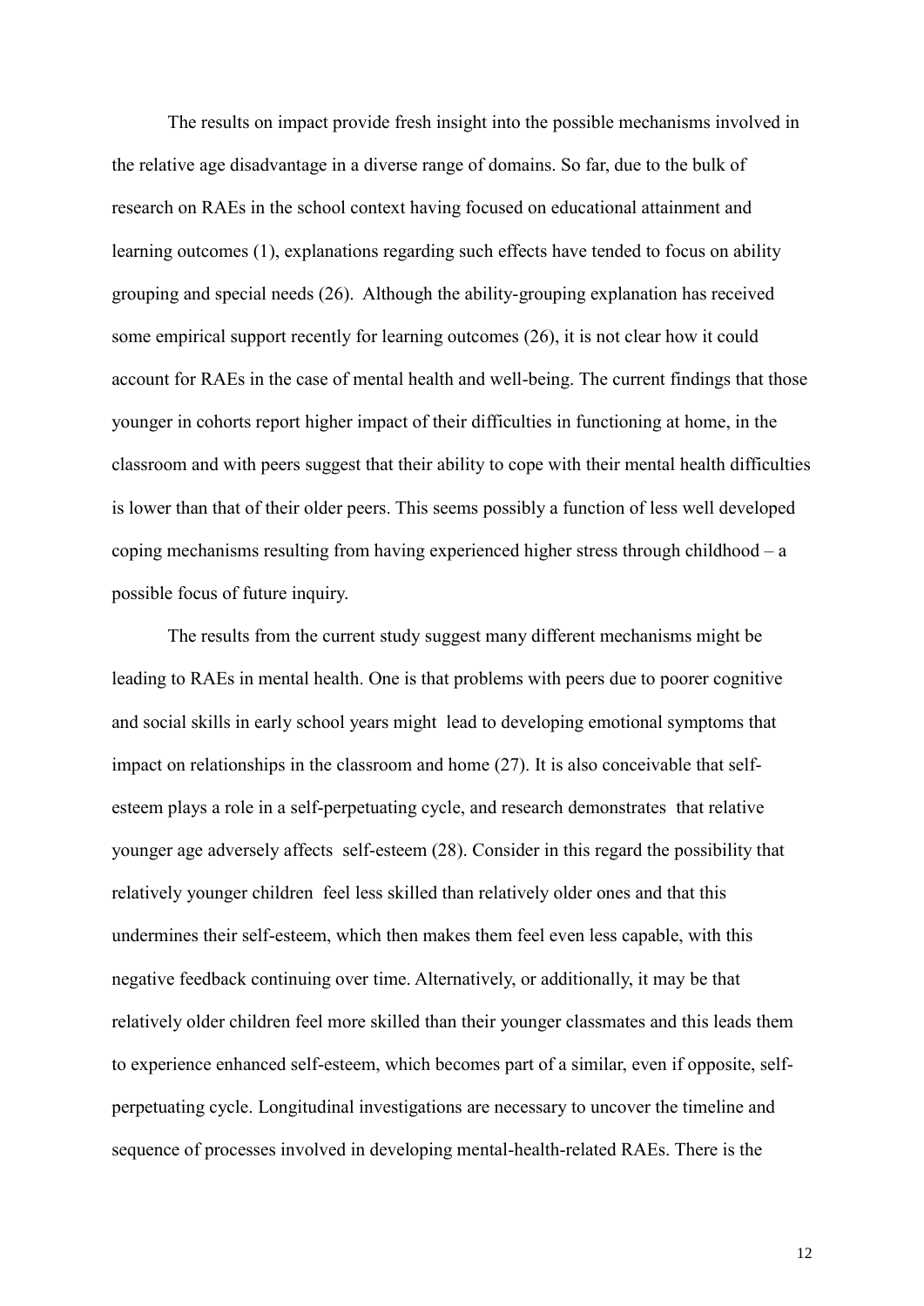The results on impact provide fresh insight into the possible mechanisms involved in the relative age disadvantage in a diverse range of domains. So far, due to the bulk of research on RAEs in the school context having focused on educational attainment and learning outcomes (1), explanations regarding such effects have tended to focus on ability grouping and special needs (26). Although the ability-grouping explanation has received some empirical support recently for learning outcomes (26), it is not clear how it could account for RAEs in the case of mental health and well-being. The current findings that those younger in cohorts report higher impact of their difficulties in functioning at home, in the classroom and with peers suggest that their ability to cope with their mental health difficulties is lower than that of their older peers. This seems possibly a function of less well developed coping mechanisms resulting from having experienced higher stress through childhood – a possible focus of future inquiry.

The results from the current study suggest many different mechanisms might be leading to RAEs in mental health. One is that problems with peers due to poorer cognitive and social skills in early school years might lead to developing emotional symptoms that impact on relationships in the classroom and home (27). It is also conceivable that self-esteem plays a role in a self-perpetuating cycle, and research demonstrates that relative younger age adversely affects self-esteem (28). Consider in this regard the possibility that relatively younger children feel less skilled than relatively older ones and that this undermines their self-esteem, which then makes them feel even less capable, with this negative feedback continuing over time. Alternatively, or additionally, it may be that relatively older children feel more skilled than their younger classmates and this leads them to experience enhanced self-esteem, which becomes part of a similar, even if opposite, self-perpetuating cycle. Longitudinal investigations are necessary to uncover the timeline and sequence of processes involved in developing mental-health-related RAEs. There is the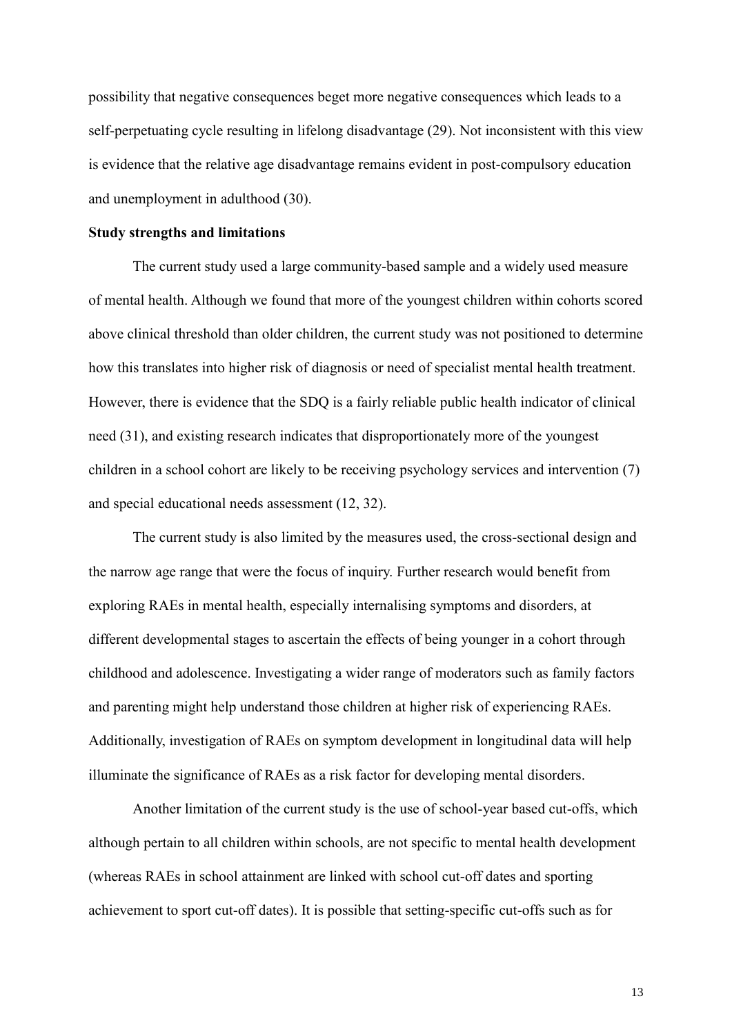possibility that negative consequences beget more negative consequences which leads to a self-perpetuating cycle resulting in lifelong disadvantage (29). Not inconsistent with this view is evidence that the relative age disadvantage remains evident in post-compulsory education and unemployment in adulthood (30).

**Study strengths and limitations**

The current study used a large community-based sample and a widely used measure of mental health. Although we found that more of the youngest children within cohorts scored above clinical threshold than older children, the current study was not positioned to determine how this translates into higher risk of diagnosis or need of specialist mental health treatment. However, there is evidence that the SDQ is a fairly reliable public health indicator of clinical need (31), and existing research indicates that disproportionately more of the youngest children in a school cohort are likely to be receiving psychology services and intervention (7) and special educational needs assessment (12, 32).

The current study is also limited by the measures used, the cross-sectional design and the narrow age range that were the focus of inquiry. Further research would benefit from exploring RAEs in mental health, especially internalising symptoms and disorders, at different developmental stages to ascertain the effects of being younger in a cohort through childhood and adolescence. Investigating a wider range of moderators such as family factors and parenting might help understand those children at higher risk of experiencing RAEs. Additionally, investigation of RAEs on symptom development in longitudinal data will help illuminate the significance of RAEs as a risk factor for developing mental disorders.

Another limitation of the current study is the use of school-year based cut-offs, which although pertain to all children within schools, are not specific to mental health development (whereas RAEs in school attainment are linked with school cut-off dates and sporting achievement to sport cut-off dates). It is possible that setting-specific cut-offs such as for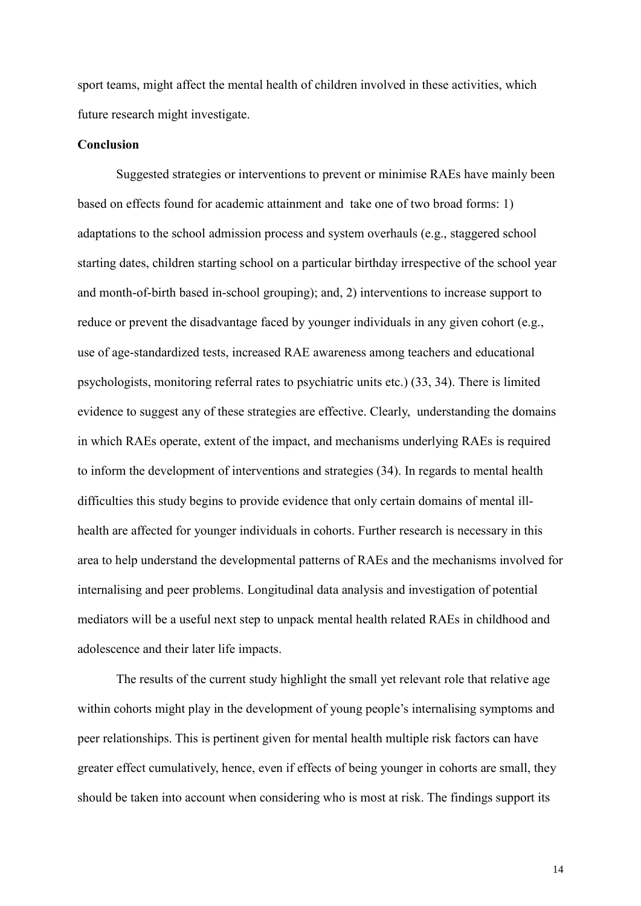sport teams, might affect the mental health of children involved in these activities, which future research might investigate.

## Conclusion

Suggested strategies or interventions to prevent or minimise RAEs have mainly been based on effects found for academic attainment and take one of two broad forms: 1) adaptations to the school admission process and system overhauls (e.g., staggered school starting dates, children starting school on a particular birthday irrespective of the school year and month-of-birth based in-school grouping); and, 2) interventions to increase support to reduce or prevent the disadvantage faced by younger individuals in any given cohort (e.g., use of age-standardized tests, increased RAE awareness among teachers and educational psychologists, monitoring referral rates to psychiatric units etc.) (33, 34). There is limited evidence to suggest any of these strategies are effective. Clearly, understanding the domains in which RAEs operate, extent of the impact, and mechanisms underlying RAEs is required to inform the development of interventions and strategies (34). In regards to mental health difficulties this study begins to provide evidence that only certain domains of mental ill-health are affected for younger individuals in cohorts. Further research is necessary in this area to help understand the developmental patterns of RAEs and the mechanisms involved for internalising and peer problems. Longitudinal data analysis and investigation of potential mediators will be a useful next step to unpack mental health related RAEs in childhood and adolescence and their later life impacts.

The results of the current study highlight the small yet relevant role that relative age within cohorts might play in the development of young people's internalising symptoms and peer relationships. This is pertinent given for mental health multiple risk factors can have greater effect cumulatively, hence, even if effects of being younger in cohorts are small, they should be taken into account when considering who is most at risk. The findings support its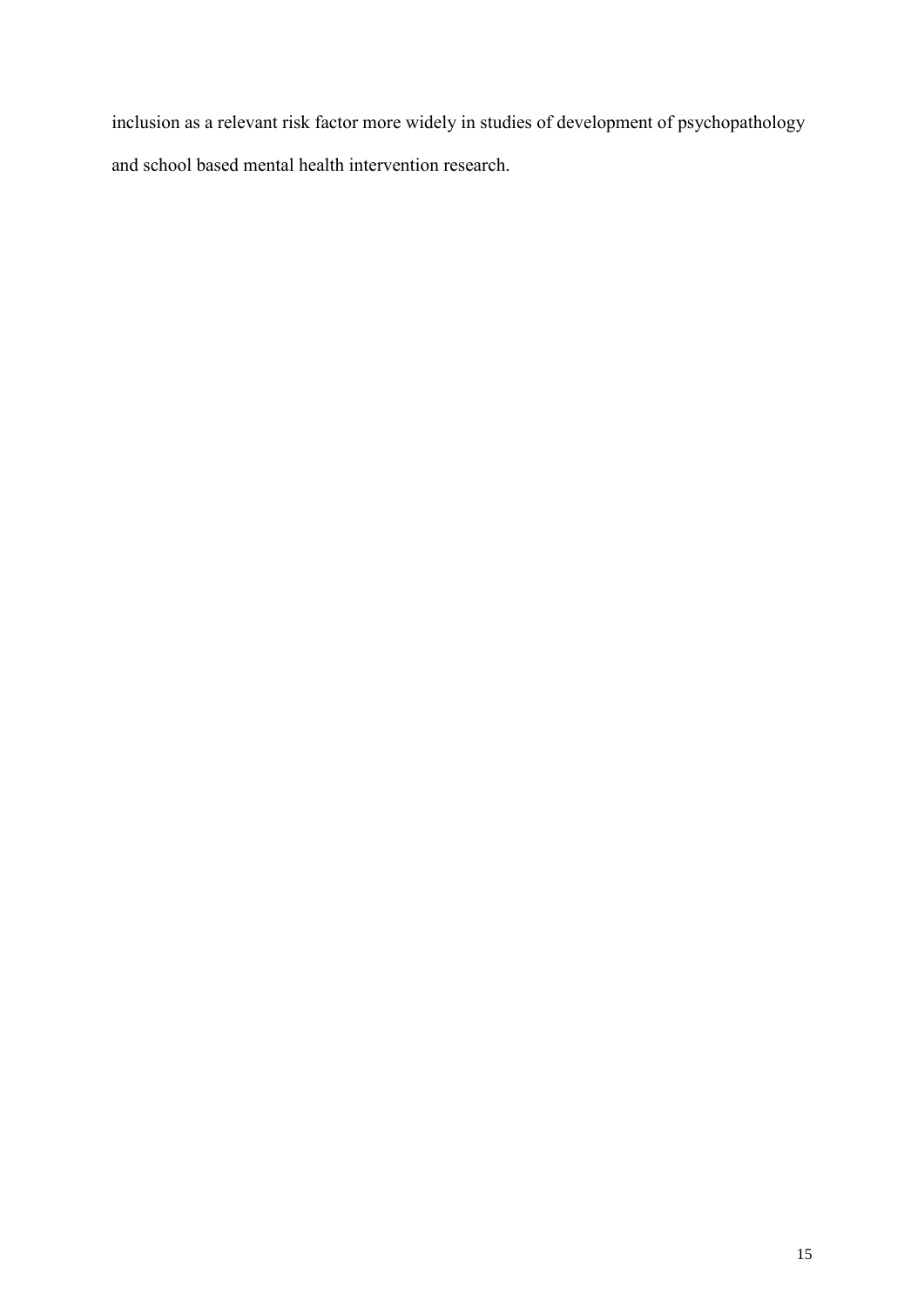inclusion as a relevant risk factor more widely in studies of development of psychopathology and school based mental health intervention research.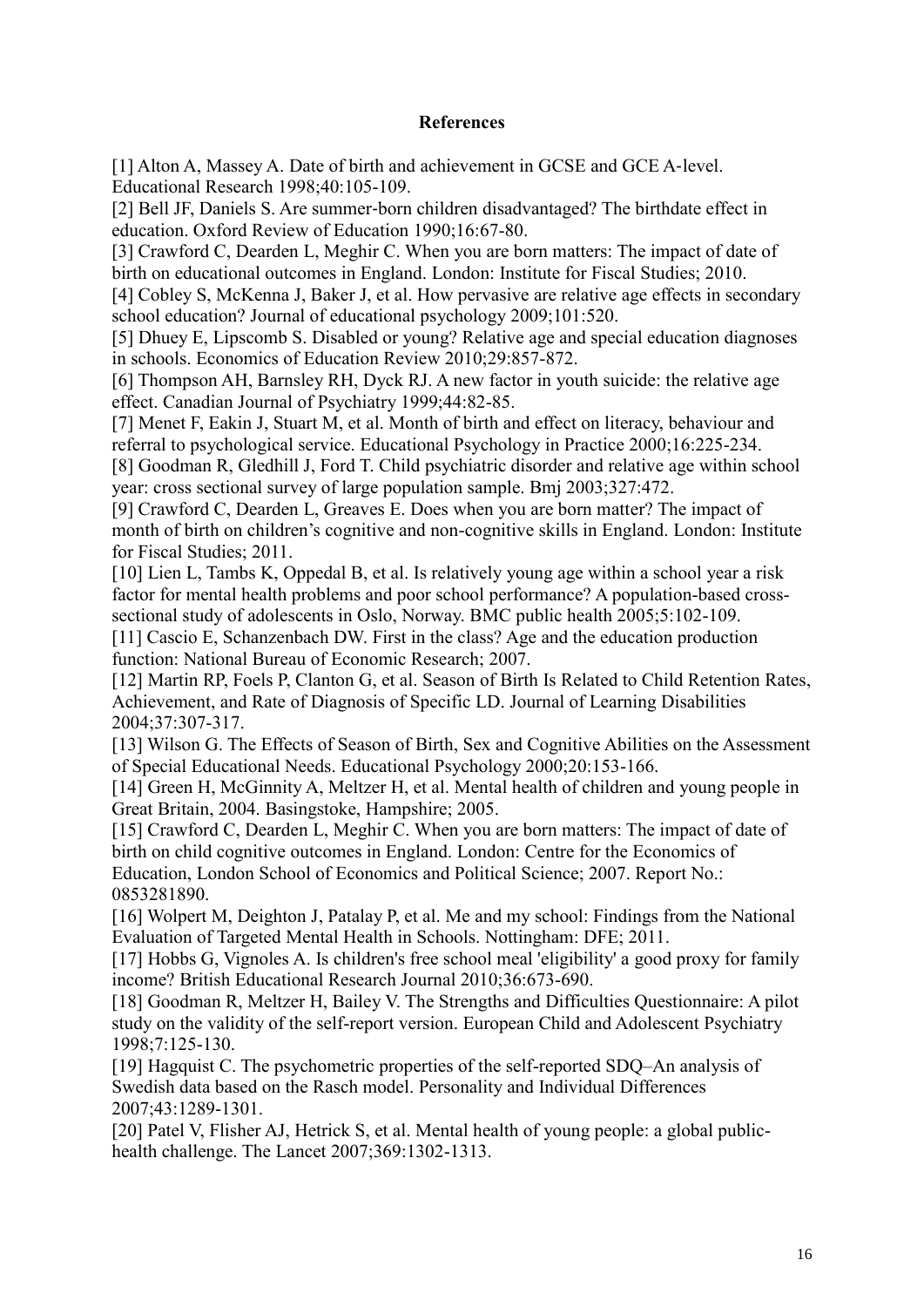**References**

[1] Alton A, Massey A. Date of birth and achievement in GCSE and GCE A-level. Educational Research 1998;40:105-109.

[2] Bell JF, Daniels S. Are summer-born children disadvantaged? The birthdate effect in education. Oxford Review of Education 1990;16:67-80.

[3] Crawford C, Dearden L, Meghir C. When you are born matters: The impact of date of birth on educational outcomes in England. London: Institute for Fiscal Studies; 2010.

[4] Cobley S, McKenna J, Baker J, et al. How pervasive are relative age effects in secondary school education? Journal of educational psychology 2009;101:520.

[5] Dhuey E, Lipscomb S. Disabled or young? Relative age and special education diagnoses in schools. Economics of Education Review 2010;29:857-872.

[6] Thompson AH, Barnsley RH, Dyck RJ. A new factor in youth suicide: the relative age effect. Canadian Journal of Psychiatry 1999;44:82-85.

[7] Menet F, Eakin J, Stuart M, et al. Month of birth and effect on literacy, behaviour and referral to psychological service. Educational Psychology in Practice 2000;16:225-234.

[8] Goodman R, Gledhill J, Ford T. Child psychiatric disorder and relative age within school year: cross sectional survey of large population sample. Bmj 2003;327:472.

[9] Crawford C, Dearden L, Greaves E. Does when you are born matter? The impact of month of birth on children's cognitive and non-cognitive skills in England. London: Institute for Fiscal Studies; 2011.

[10] Lien L, Tambs K, Oppedal B, et al. Is relatively young age within a school year a risk factor for mental health problems and poor school performance? A population-based cross-sectional study of adolescents in Oslo, Norway. BMC public health 2005;5:102-109.

[11] Cascio E, Schanzenbach DW. First in the class? Age and the education production function: National Bureau of Economic Research; 2007.

[12] Martin RP, Foels P, Clanton G, et al. Season of Birth Is Related to Child Retention Rates, Achievement, and Rate of Diagnosis of Specific LD. Journal of Learning Disabilities 2004;37:307-317.

[13] Wilson G. The Effects of Season of Birth, Sex and Cognitive Abilities on the Assessment of Special Educational Needs. Educational Psychology 2000;20:153-166.

[14] Green H, McGinnity A, Meltzer H, et al. Mental health of children and young people in Great Britain, 2004. Basingstoke, Hampshire; 2005.

[15] Crawford C, Dearden L, Meghir C. When you are born matters: The impact of date of birth on child cognitive outcomes in England. London: Centre for the Economics of Education, London School of Economics and Political Science; 2007. Report No.: 0853281890.

[16] Wolpert M, Deighton J, Patalay P, et al. Me and my school: Findings from the National Evaluation of Targeted Mental Health in Schools. Nottingham: DFE; 2011.

[17] Hobbs G, Vignoles A. Is children's free school meal 'eligibility' a good proxy for family income? British Educational Research Journal 2010;36:673-690.

[18] Goodman R, Meltzer H, Bailey V. The Strengths and Difficulties Questionnaire: A pilot study on the validity of the self-report version. European Child and Adolescent Psychiatry 1998;7:125-130.

[19] Hagquist C. The psychometric properties of the self-reported SDQ–An analysis of Swedish data based on the Rasch model. Personality and Individual Differences 2007;43:1289-1301.

[20] Patel V, Flisher AJ, Hetrick S, et al. Mental health of young people: a global public-health challenge. The Lancet 2007;369:1302-1313.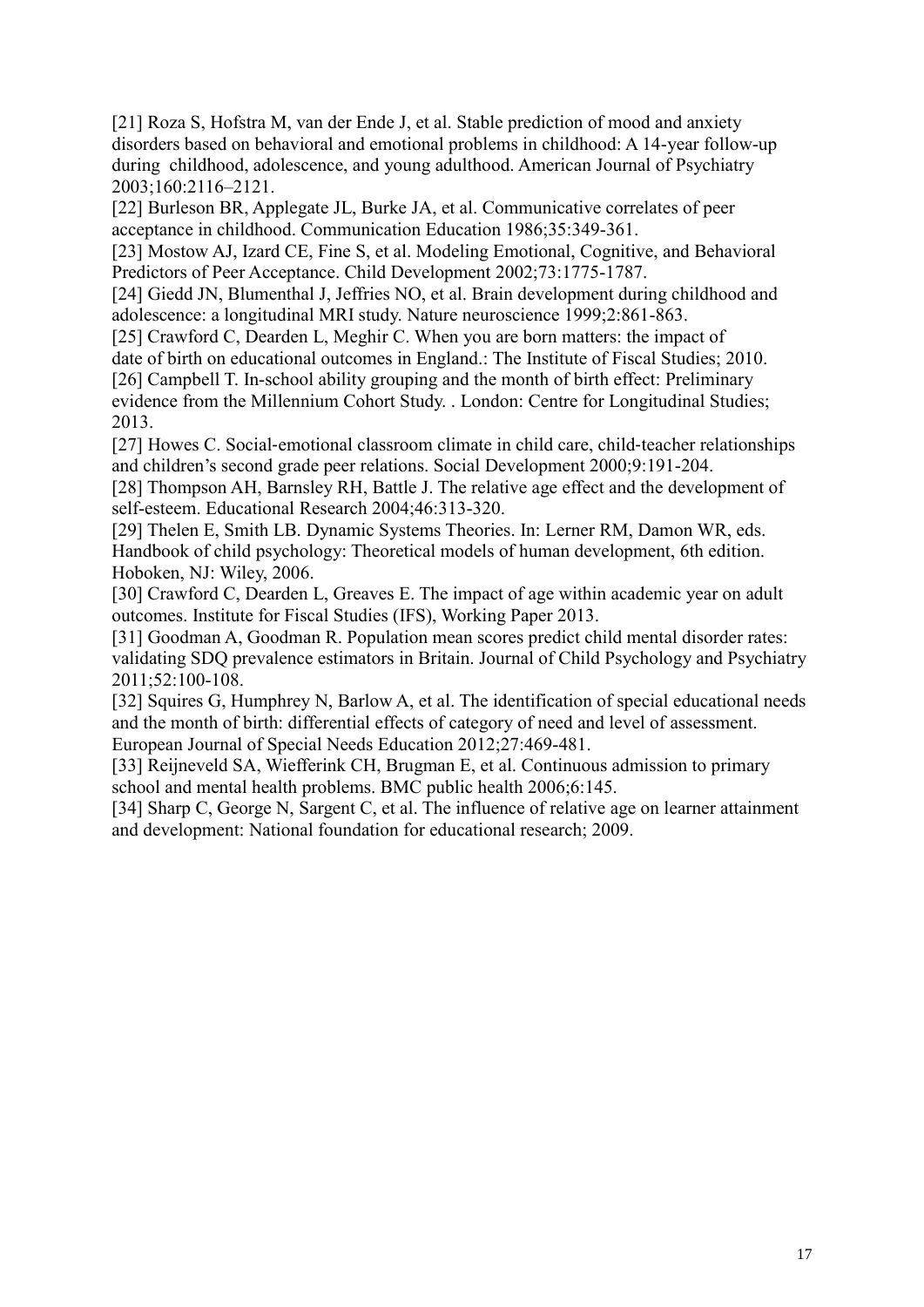[21] Roza S, Hofstra M, van der Ende J, et al. Stable prediction of mood and anxiety disorders based on behavioral and emotional problems in childhood: A 14-year follow-up during childhood, adolescence, and young adulthood. American Journal of Psychiatry 2003;160:2116–2121.

[22] Burleson BR, Applegate JL, Burke JA, et al. Communicative correlates of peer acceptance in childhood. Communication Education 1986;35:349-361.

[23] Mostow AJ, Izard CE, Fine S, et al. Modeling Emotional, Cognitive, and Behavioral Predictors of Peer Acceptance. Child Development 2002;73:1775-1787.

[24] Giedd JN, Blumenthal J, Jeffries NO, et al. Brain development during childhood and adolescence: a longitudinal MRI study. Nature neuroscience 1999;2:861-863.

[25] Crawford C, Dearden L, Meghir C. When you are born matters: the impact of date of birth on educational outcomes in England.: The Institute of Fiscal Studies; 2010.

[26] Campbell T. In-school ability grouping and the month of birth effect: Preliminary evidence from the Millennium Cohort Study. . London: Centre for Longitudinal Studies; 2013.

[27] Howes C. Social-emotional classroom climate in child care, child-teacher relationships and children's second grade peer relations. Social Development 2000;9:191-204.

[28] Thompson AH, Barnsley RH, Battle J. The relative age effect and the development of self-esteem. Educational Research 2004;46:313-320.

[29] Thelen E, Smith LB. Dynamic Systems Theories. In: Lerner RM, Damon WR, eds. Handbook of child psychology: Theoretical models of human development, 6th edition. Hoboken, NJ: Wiley, 2006.

[30] Crawford C, Dearden L, Greaves E. The impact of age within academic year on adult outcomes. Institute for Fiscal Studies (IFS), Working Paper 2013.

[31] Goodman A, Goodman R. Population mean scores predict child mental disorder rates: validating SDQ prevalence estimators in Britain. Journal of Child Psychology and Psychiatry 2011;52:100-108.

[32] Squires G, Humphrey N, Barlow A, et al. The identification of special educational needs and the month of birth: differential effects of category of need and level of assessment. European Journal of Special Needs Education 2012;27:469-481.

[33] Reijneveld SA, Wiefferink CH, Brugman E, et al. Continuous admission to primary school and mental health problems. BMC public health 2006;6:145.

[34] Sharp C, George N, Sargent C, et al. The influence of relative age on learner attainment and development: National foundation for educational research; 2009.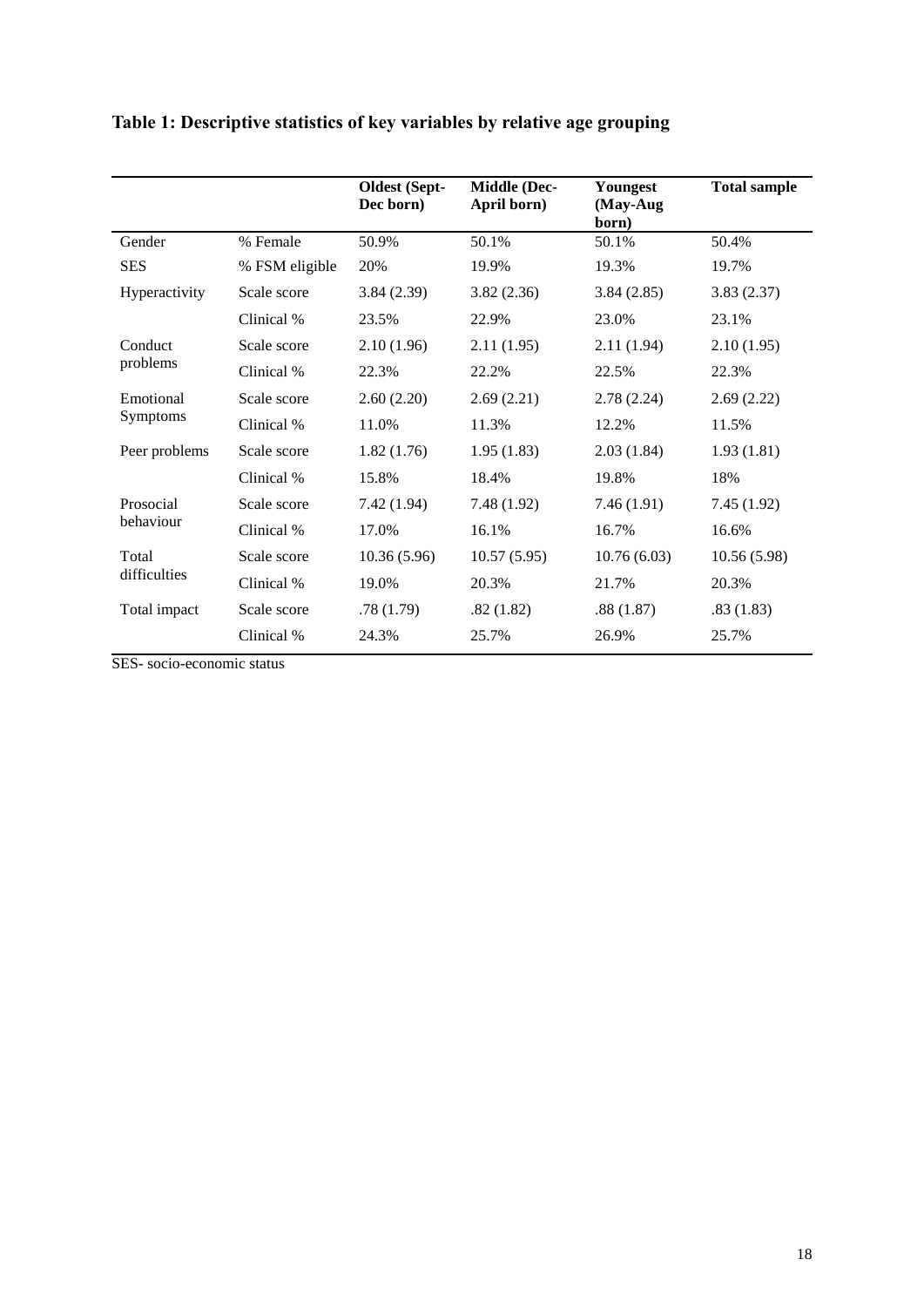**Table 1: Descriptive statistics of key variables by relative age grouping**

| | | Oldest (Sept-Dec born) | Middle (Dec-April born) | Youngest (May-Aug born) | Total sample |
|---|---|---|---|---|---|
| Gender | % Female | 50.9% | 50.1% | 50.1% | 50.4% |
| SES | % FSM eligible | 20% | 19.9% | 19.3% | 19.7% |
| Hyperactivity | Scale score | 3.84 (2.39) | 3.82 (2.36) | 3.84 (2.85) | 3.83 (2.37) |
| | Clinical % | 23.5% | 22.9% | 23.0% | 23.1% |
| Conduct problems | Scale score | 2.10 (1.96) | 2.11 (1.95) | 2.11 (1.94) | 2.10 (1.95) |
| | Clinical % | 22.3% | 22.2% | 22.5% | 22.3% |
| Emotional Symptoms | Scale score | 2.60 (2.20) | 2.69 (2.21) | 2.78 (2.24) | 2.69 (2.22) |
| | Clinical % | 11.0% | 11.3% | 12.2% | 11.5% |
| Peer problems | Scale score | 1.82 (1.76) | 1.95 (1.83) | 2.03 (1.84) | 1.93 (1.81) |
| | Clinical % | 15.8% | 18.4% | 19.8% | 18% |
| Prosocial behaviour | Scale score | 7.42 (1.94) | 7.48 (1.92) | 7.46 (1.91) | 7.45 (1.92) |
| | Clinical % | 17.0% | 16.1% | 16.7% | 16.6% |
| Total difficulties | Scale score | 10.36 (5.96) | 10.57 (5.95) | 10.76 (6.03) | 10.56 (5.98) |
| | Clinical % | 19.0% | 20.3% | 21.7% | 20.3% |
| Total impact | Scale score | .78 (1.79) | .82 (1.82) | .88 (1.87) | .83 (1.83) |
| | Clinical % | 24.3% | 25.7% | 26.9% | 25.7% |

SES- socio-economic status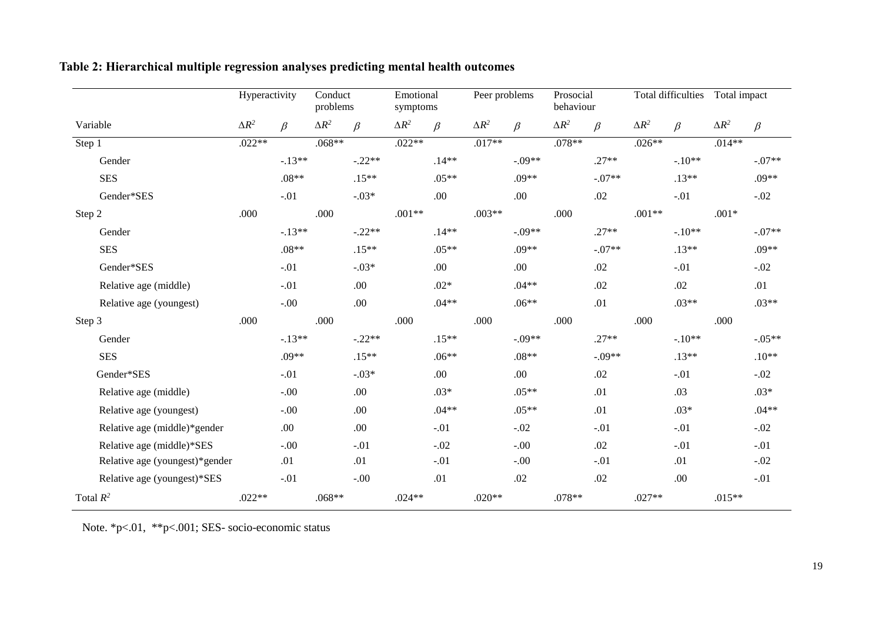**Table 2: Hierarchical multiple regression analyses predicting mental health outcomes**

| | Hyperactivity | | Conduct problems | | Emotional symptoms | | Peer problems | | Prosocial behaviour | | Total difficulties | | Total impact | |
|---|---|---|---|---|---|---|---|---|---|---|---|---|---|---|
| Variable | $\Delta R^2$ | $\beta$ | $\Delta R^2$ | $\beta$ | $\Delta R^2$ | $\beta$ | $\Delta R^2$ | $\beta$ | $\Delta R^2$ | $\beta$ | $\Delta R^2$ | $\beta$ | $\Delta R^2$ | $\beta$ |
| Step 1 | .022** | | .068** | | .022** | | .017** | | .078** | | .026** | | .014** | |
| Gender | | -.13** | | -.22** | | .14** | | -.09** | | .27** | | -.10** | | -.07** |
| SES | | .08** | | .15** | | .05** | | .09** | | -.07** | | .13** | | .09** |
| Gender*SES | | -.01 | | -.03* | | .00 | | .00 | | .02 | | -.01 | | -.02 |
| Step 2 | .000 | | .000 | | .001** | | .003** | | .000 | | .001** | | .001* | |
| Gender | | -.13** | | -.22** | | .14** | | -.09** | | .27** | | -.10** | | -.07** |
| SES | | .08** | | .15** | | .05** | | .09** | | -.07** | | .13** | | .09** |
| Gender*SES | | -.01 | | -.03* | | .00 | | .00 | | .02 | | -.01 | | -.02 |
| Relative age (middle) | | -.01 | | .00 | | .02* | | .04** | | .02 | | .02 | | .01 |
| Relative age (youngest) | | -.00 | | .00 | | .04** | | .06** | | .01 | | .03** | | .03** |
| Step 3 | .000 | | .000 | | .000 | | .000 | | .000 | | .000 | | .000 | |
| Gender | | -.13** | | -.22** | | .15** | | -.09** | | .27** | | -.10** | | -.05** |
| SES | | .09** | | .15** | | .06** | | .08** | | -.09** | | .13** | | .10** |
| Gender*SES | | -.01 | | -.03* | | .00 | | .00 | | .02 | | -.01 | | -.02 |
| Relative age (middle) | | -.00 | | .00 | | .03* | | .05** | | .01 | | .03 | | .03* |
| Relative age (youngest) | | -.00 | | .00 | | .04** | | .05** | | .01 | | .03* | | .04** |
| Relative age (middle)*gender | | .00 | | .00 | | -.01 | | -.02 | | -.01 | | -.01 | | -.02 |
| Relative age (middle)*SES | | -.00 | | -.01 | | -.02 | | -.00 | | .02 | | -.01 | | -.01 |
| Relative age (youngest)*gender | | .01 | | .01 | | -.01 | | -.00 | | -.01 | | .01 | | -.02 |
| Relative age (youngest)*SES | | -.01 | | -.00 | | .01 | | .02 | | .02 | | .00 | | -.01 |
| Total $R^2$ | .022** | | .068** | | .024** | | .020** | | .078** | | .027** | | .015** | |

Note. *p<.01, **p<.001; SES- socio-economic status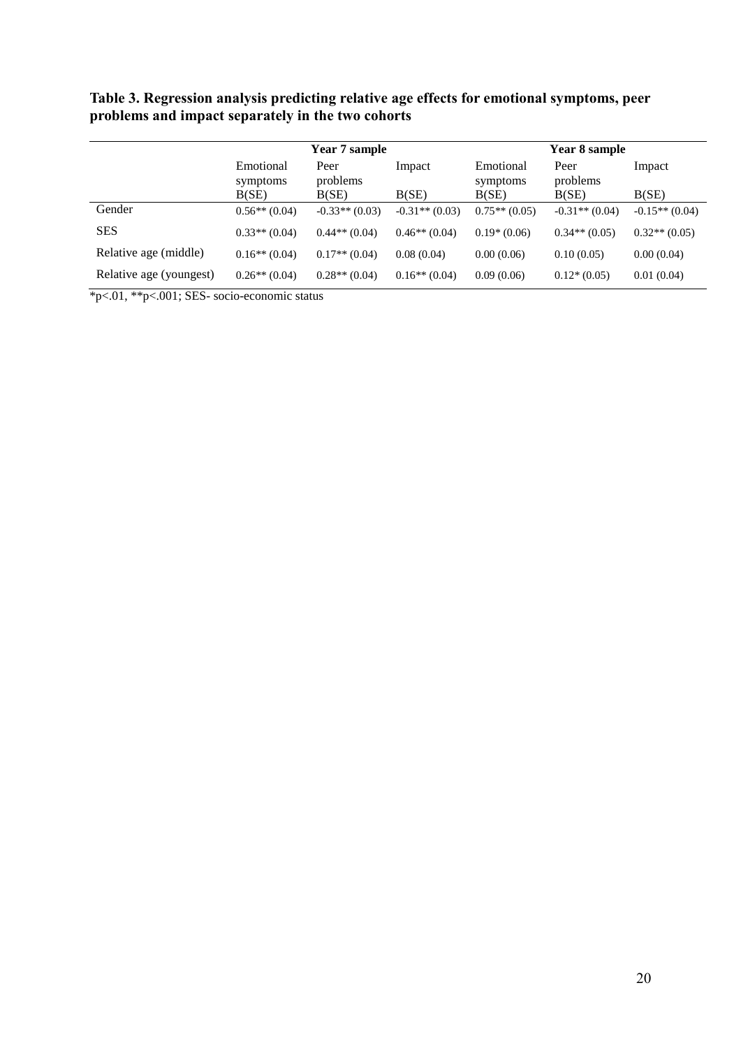**Table 3. Regression analysis predicting relative age effects for emotional symptoms, peer problems and impact separately in the two cohorts**

| | Year 7 sample | | | Year 8 sample | | |
|---|---|---|---|---|---|---|
| | Emotional symptoms B(SE) | Peer problems B(SE) | Impact B(SE) | Emotional symptoms B(SE) | Peer problems B(SE) | Impact B(SE) |
| Gender | 0.56** (0.04) | -0.33** (0.03) | -0.31** (0.03) | 0.75** (0.05) | -0.31** (0.04) | -0.15** (0.04) |
| SES | 0.33** (0.04) | 0.44** (0.04) | 0.46** (0.04) | 0.19* (0.06) | 0.34** (0.05) | 0.32** (0.05) |
| Relative age (middle) | 0.16** (0.04) | 0.17** (0.04) | 0.08 (0.04) | 0.00 (0.06) | 0.10 (0.05) | 0.00 (0.04) |
| Relative age (youngest) | 0.26** (0.04) | 0.28** (0.04) | 0.16** (0.04) | 0.09 (0.06) | 0.12* (0.05) | 0.01 (0.04) |

*p<.01, **p<.001; SES- socio-economic status